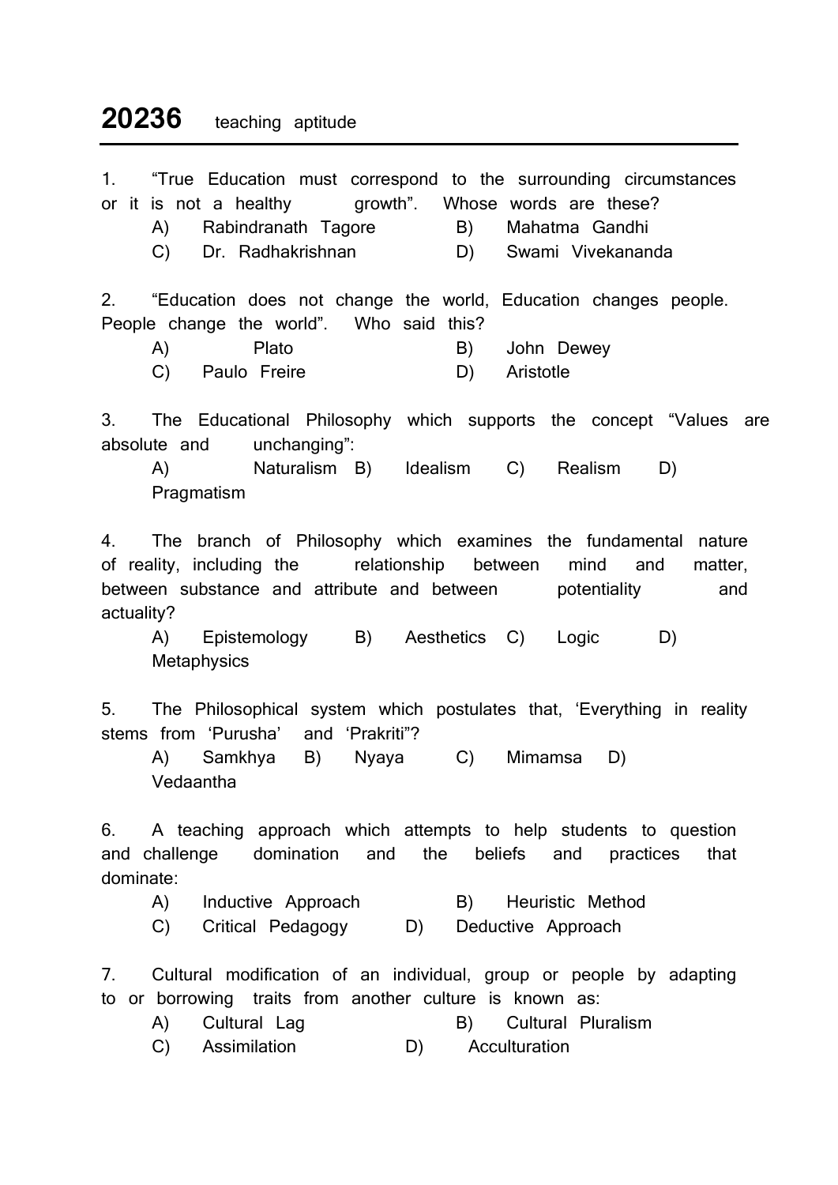# 20236 teaching aptitude

1. "True Education must correspond to the surrounding circumstances or it is not a healthy growth". Whose words are these?
   - A) Rabindranath Tagore
   - B) Mahatma Gandhi
   - C) Dr. Radhakrishnan
   - D) Swami Vivekananda

2. "Education does not change the world, Education changes people. People change the world". Who said this?
   - A) Plato
   - B) John Dewey
   - C) Paulo Freire
   - D) Aristotle

3. The Educational Philosophy which supports the concept "Values are absolute and unchanging":
   - A) Naturalism
   - B) Idealism
   - C) Realism
   - D) Pragmatism

4. The branch of Philosophy which examines the fundamental nature of reality, including the relationship between mind and matter, between substance and attribute and between potentiality and actuality?
   - A) Epistemology
   - B) Aesthetics
   - C) Logic
   - D) Metaphysics

5. The Philosophical system which postulates that, 'Everything in reality stems from 'Purusha' and 'Prakriti''?
   - A) Samkhya
   - B) Nyaya
   - C) Mimamsa
   - D) Vedaantha

6. A teaching approach which attempts to help students to question and challenge domination and the beliefs and practices that dominate:
   - A) Inductive Approach
   - B) Heuristic Method
   - C) Critical Pedagogy
   - D) Deductive Approach

7. Cultural modification of an individual, group or people by adapting to or borrowing traits from another culture is known as:
   - A) Cultural Lag
   - B) Cultural Pluralism
   - C) Assimilation
   - D) Acculturation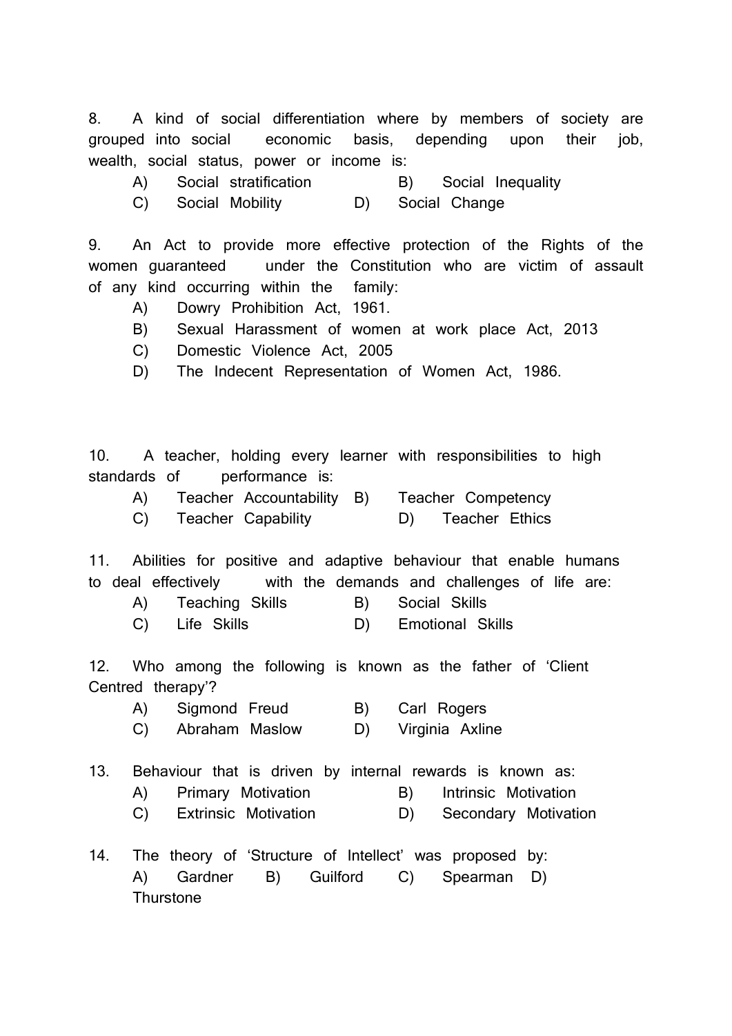8. A kind of social differentiation where by members of society are grouped into social economic basis, depending upon their job, wealth, social status, power or income is:

A) Social stratification B) Social Inequality
C) Social Mobility D) Social Change

9. An Act to provide more effective protection of the Rights of the women guaranteed under the Constitution who are victim of assault of any kind occurring within the family:

A) Dowry Prohibition Act, 1961.
B) Sexual Harassment of women at work place Act, 2013
C) Domestic Violence Act, 2005
D) The Indecent Representation of Women Act, 1986.

10. A teacher, holding every learner with responsibilities to high standards of performance is:

A) Teacher Accountability B) Teacher Competency
C) Teacher Capability D) Teacher Ethics

11. Abilities for positive and adaptive behaviour that enable humans to deal effectively with the demands and challenges of life are:

A) Teaching Skills B) Social Skills
C) Life Skills D) Emotional Skills

12. Who among the following is known as the father of 'Client Centred therapy'?

A) Sigmond Freud B) Carl Rogers
C) Abraham Maslow D) Virginia Axline

13. Behaviour that is driven by internal rewards is known as:

A) Primary Motivation B) Intrinsic Motivation
C) Extrinsic Motivation D) Secondary Motivation

14. The theory of 'Structure of Intellect' was proposed by:

A) Gardner B) Guilford C) Spearman D) Thurstone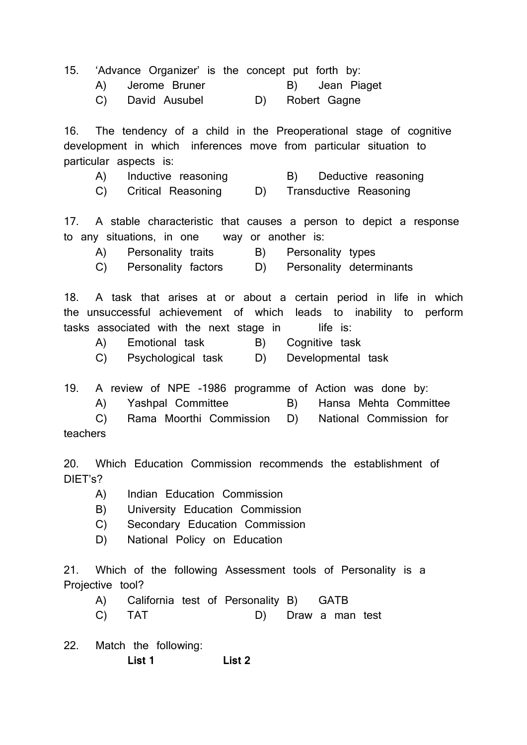15. 'Advance Organizer' is the concept put forth by:

A) Jerome Bruner  B) Jean Piaget
C) David Ausubel  D) Robert Gagne

16. The tendency of a child in the Preoperational stage of cognitive development in which inferences move from particular situation to particular aspects is:

A) Inductive reasoning  B) Deductive reasoning
C) Critical Reasoning  D) Transductive Reasoning

17. A stable characteristic that causes a person to depict a response to any situations, in one way or another is:

A) Personality traits  B) Personality types
C) Personality factors  D) Personality determinants

18. A task that arises at or about a certain period in life in which the unsuccessful achievement of which leads to inability to perform tasks associated with the next stage in life is:

A) Emotional task  B) Cognitive task
C) Psychological task  D) Developmental task

19. A review of NPE -1986 programme of Action was done by:

A) Yashpal Committee  B) Hansa Mehta Committee
C) Rama Moorthi Commission  D) National Commission for teachers

20. Which Education Commission recommends the establishment of DIET's?

A) Indian Education Commission
B) University Education Commission
C) Secondary Education Commission
D) National Policy on Education

21. Which of the following Assessment tools of Personality is a Projective tool?

A) California test of Personality B) GATB
C) TAT  D) Draw a man test

22. Match the following:

**List 1** **List 2**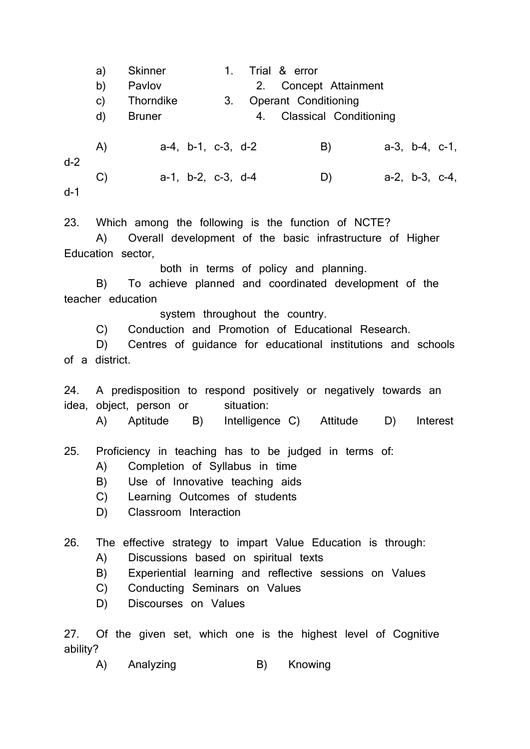a) Skinner 1. Trial & error
b) Pavlov 2. Concept Attainment
c) Thorndike 3. Operant Conditioning
d) Bruner 4. Classical Conditioning

A) a-4, b-1, c-3, d-2 B) a-3, b-4, c-1, d-2
C) a-1, b-2, c-3, d-4 D) a-2, b-3, c-4, d-1

23. Which among the following is the function of NCTE?
A) Overall development of the basic infrastructure of Higher Education sector, both in terms of policy and planning.
B) To achieve planned and coordinated development of the teacher education system throughout the country.
C) Conduction and Promotion of Educational Research.
D) Centres of guidance for educational institutions and schools of a district.

24. A predisposition to respond positively or negatively towards an idea, object, person or situation:
A) Aptitude B) Intelligence C) Attitude D) Interest

25. Proficiency in teaching has to be judged in terms of:
A) Completion of Syllabus in time
B) Use of Innovative teaching aids
C) Learning Outcomes of students
D) Classroom Interaction

26. The effective strategy to impart Value Education is through:
A) Discussions based on spiritual texts
B) Experiential learning and reflective sessions on Values
C) Conducting Seminars on Values
D) Discourses on Values

27. Of the given set, which one is the highest level of Cognitive ability?
A) Analyzing B) Knowing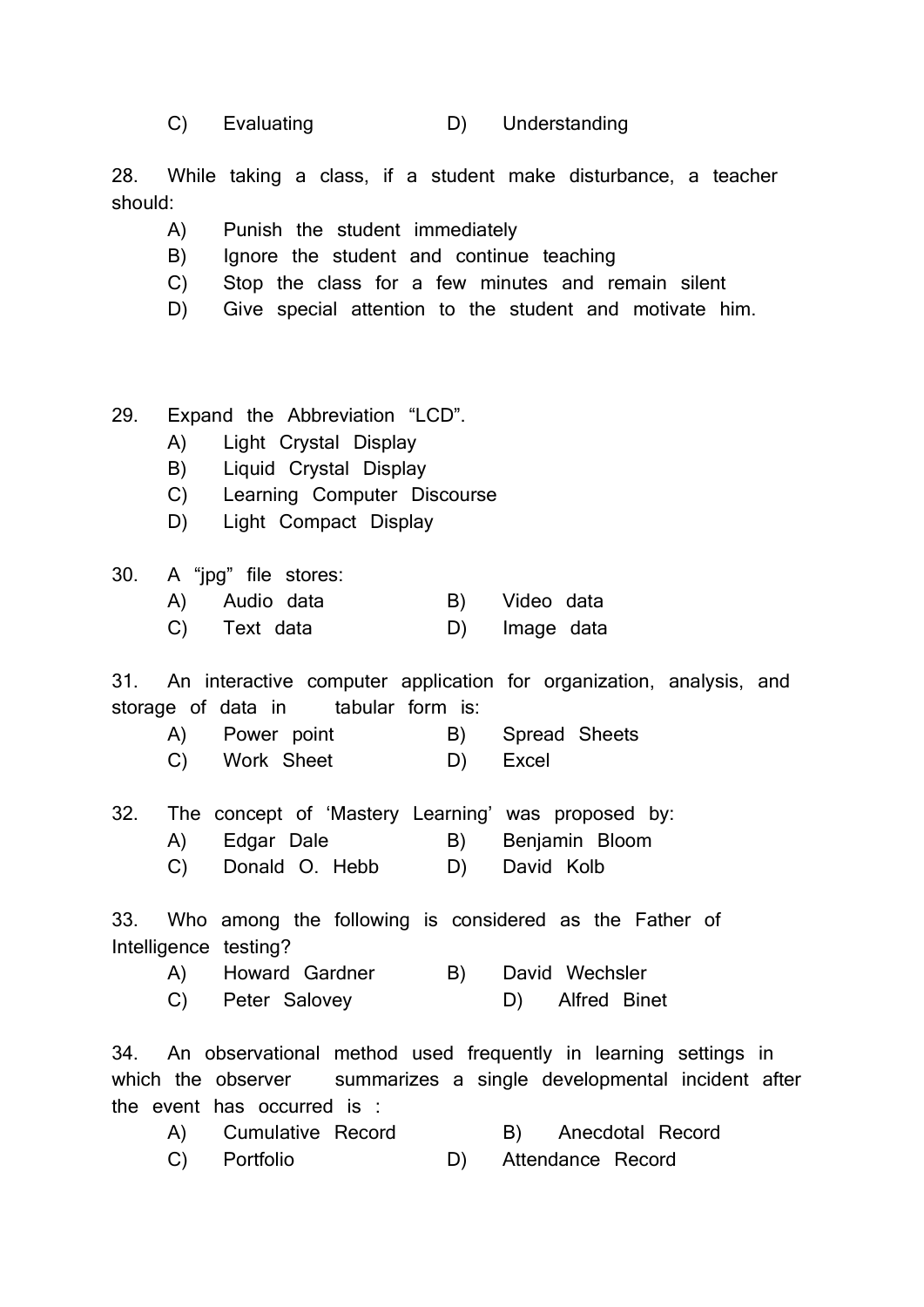C) Evaluating D) Understanding

28. While taking a class, if a student make disturbance, a teacher should:

A) Punish the student immediately
B) Ignore the student and continue teaching
C) Stop the class for a few minutes and remain silent
D) Give special attention to the student and motivate him.

29. Expand the Abbreviation "LCD".

A) Light Crystal Display
B) Liquid Crystal Display
C) Learning Computer Discourse
D) Light Compact Display

30. A "jpg" file stores:

A) Audio data B) Video data
C) Text data D) Image data

31. An interactive computer application for organization, analysis, and storage of data in tabular form is:

A) Power point B) Spread Sheets
C) Work Sheet D) Excel

32. The concept of 'Mastery Learning' was proposed by:

A) Edgar Dale B) Benjamin Bloom
C) Donald O. Hebb D) David Kolb

33. Who among the following is considered as the Father of Intelligence testing?

A) Howard Gardner B) David Wechsler
C) Peter Salovey D) Alfred Binet

34. An observational method used frequently in learning settings in which the observer summarizes a single developmental incident after the event has occurred is :

A) Cumulative Record B) Anecdotal Record
C) Portfolio D) Attendance Record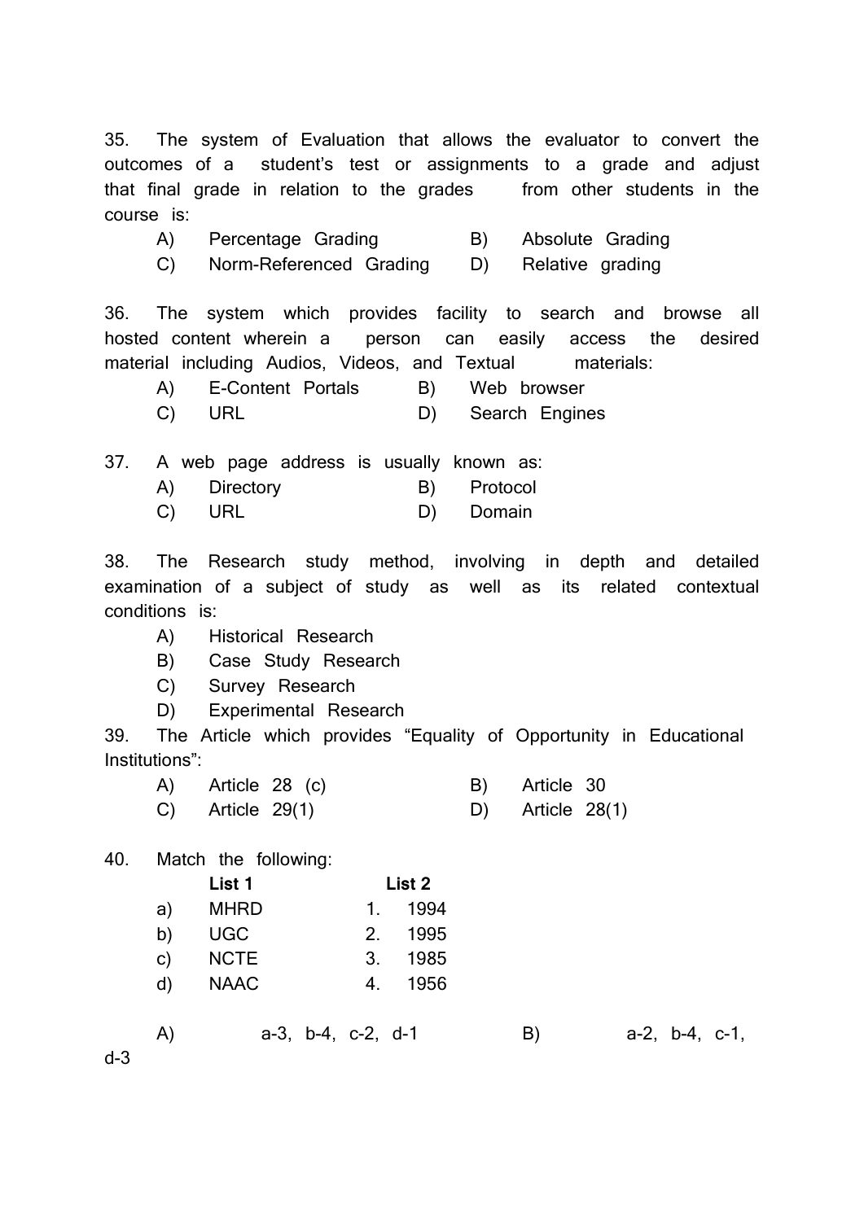35. The system of Evaluation that allows the evaluator to convert the outcomes of a student's test or assignments to a grade and adjust that final grade in relation to the grades from other students in the course is:

A) Percentage Grading    B) Absolute Grading
C) Norm-Referenced Grading    D) Relative grading

36. The system which provides facility to search and browse all hosted content wherein a person can easily access the desired material including Audios, Videos, and Textual materials:

A) E-Content Portals    B) Web browser
C) URL    D) Search Engines

37. A web page address is usually known as:

A) Directory    B) Protocol
C) URL    D) Domain

38. The Research study method, involving in depth and detailed examination of a subject of study as well as its related contextual conditions is:

A) Historical Research
B) Case Study Research
C) Survey Research
D) Experimental Research

39. The Article which provides "Equality of Opportunity in Educational Institutions":

A) Article 28 (c)    B) Article 30
C) Article 29(1)    D) Article 28(1)

40. Match the following:

| | List 1 | | List 2 |
|---|---|---|---|
| a) | MHRD | 1. | 1994 |
| b) | UGC | 2. | 1995 |
| c) | NCTE | 3. | 1985 |
| d) | NAAC | 4. | 1956 |

A) a-3, b-4, c-2, d-1    B) a-2, b-4, c-1, d-3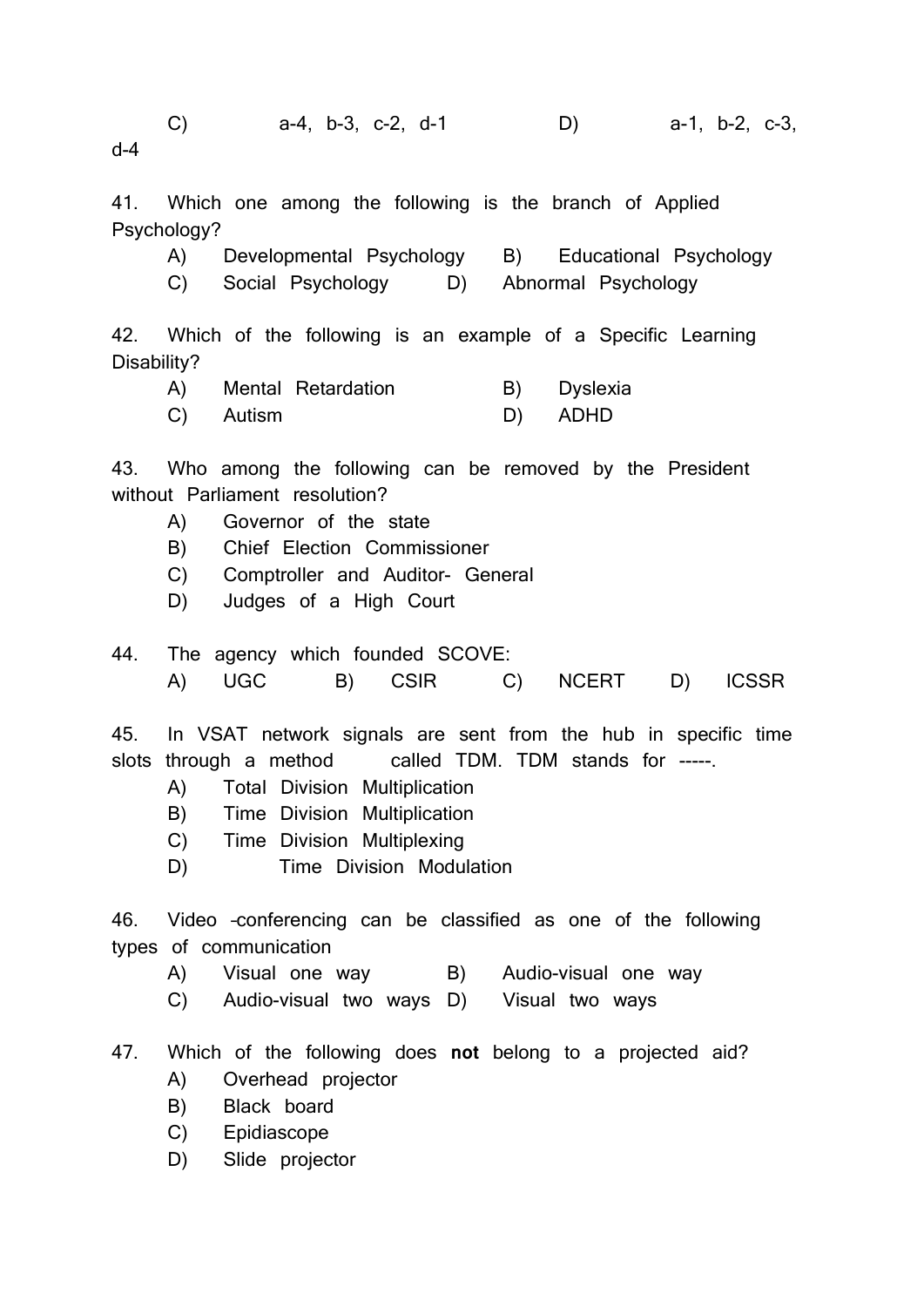C) a-4, b-3, c-2, d-1 D) a-1, b-2, c-3, d-4

41. Which one among the following is the branch of Applied Psychology?

A) Developmental Psychology B) Educational Psychology
C) Social Psychology D) Abnormal Psychology

42. Which of the following is an example of a Specific Learning Disability?

A) Mental Retardation B) Dyslexia
C) Autism D) ADHD

43. Who among the following can be removed by the President without Parliament resolution?

A) Governor of the state
B) Chief Election Commissioner
C) Comptroller and Auditor- General
D) Judges of a High Court

44. The agency which founded SCOVE:

A) UGC B) CSIR C) NCERT D) ICSSR

45. In VSAT network signals are sent from the hub in specific time slots through a method called TDM. TDM stands for -----.

A) Total Division Multiplication
B) Time Division Multiplication
C) Time Division Multiplexing
D) Time Division Modulation

46. Video –conferencing can be classified as one of the following types of communication

A) Visual one way B) Audio-visual one way
C) Audio-visual two ways D) Visual two ways

47. Which of the following does **not** belong to a projected aid?

A) Overhead projector
B) Black board
C) Epidiascope
D) Slide projector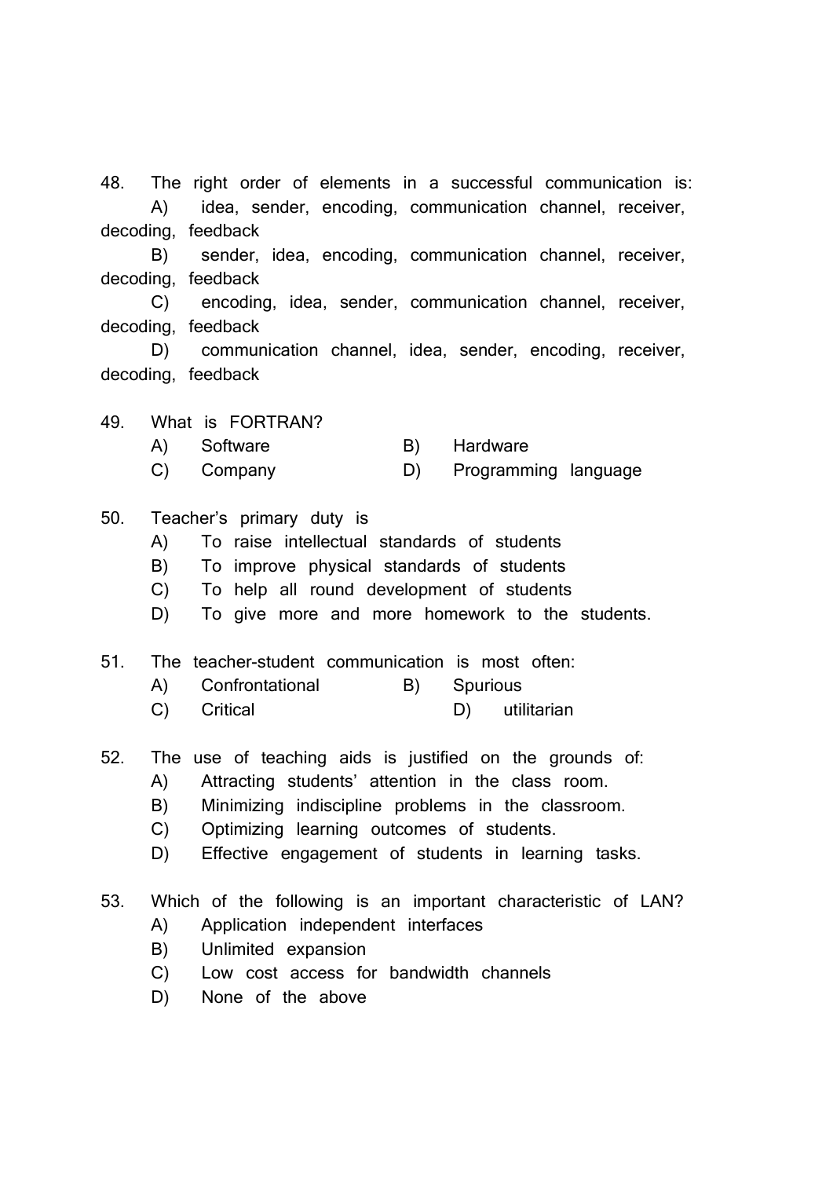48. The right order of elements in a successful communication is:

A) idea, sender, encoding, communication channel, receiver, decoding, feedback

B) sender, idea, encoding, communication channel, receiver, decoding, feedback

C) encoding, idea, sender, communication channel, receiver, decoding, feedback

D) communication channel, idea, sender, encoding, receiver, decoding, feedback

49. What is FORTRAN?

A) Software B) Hardware

C) Company D) Programming language

50. Teacher's primary duty is

A) To raise intellectual standards of students

B) To improve physical standards of students

C) To help all round development of students

D) To give more and more homework to the students.

51. The teacher-student communication is most often:

A) Confrontational B) Spurious

C) Critical D) utilitarian

52. The use of teaching aids is justified on the grounds of:

A) Attracting students' attention in the class room.

B) Minimizing indiscipline problems in the classroom.

C) Optimizing learning outcomes of students.

D) Effective engagement of students in learning tasks.

53. Which of the following is an important characteristic of LAN?

A) Application independent interfaces

B) Unlimited expansion

C) Low cost access for bandwidth channels

D) None of the above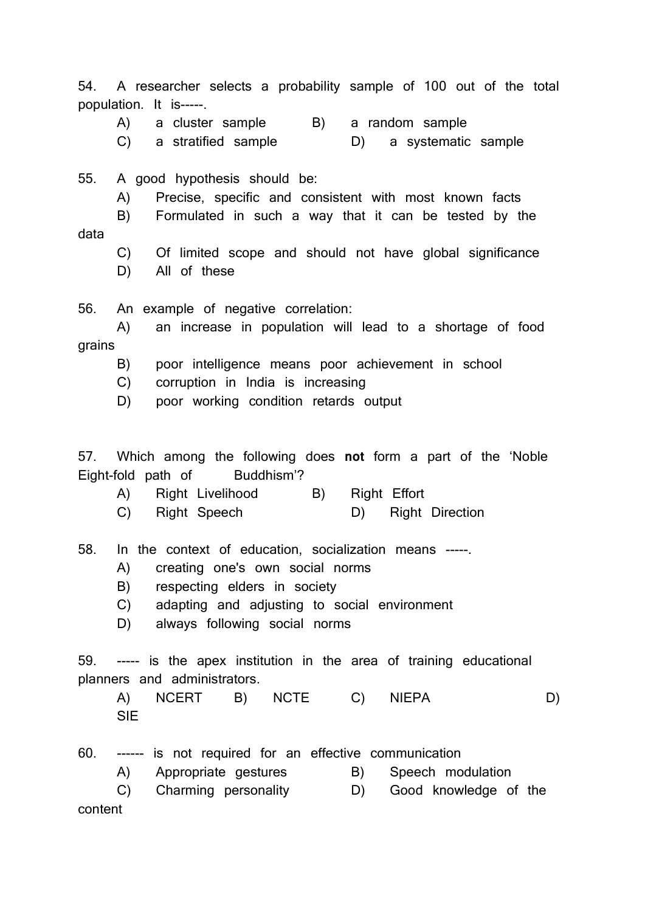54. A researcher selects a probability sample of 100 out of the total population. It is-----.

A) a cluster sample B) a random sample

C) a stratified sample D) a systematic sample

55. A good hypothesis should be:

A) Precise, specific and consistent with most known facts

B) Formulated in such a way that it can be tested by the data

C) Of limited scope and should not have global significance

D) All of these

56. An example of negative correlation:

A) an increase in population will lead to a shortage of food grains

B) poor intelligence means poor achievement in school

C) corruption in India is increasing

D) poor working condition retards output

57. Which among the following does **not** form a part of the 'Noble Eight-fold path of Buddhism'?

A) Right Livelihood B) Right Effort

C) Right Speech D) Right Direction

58. In the context of education, socialization means -----.

A) creating one's own social norms

B) respecting elders in society

C) adapting and adjusting to social environment

D) always following social norms

59. ----- is the apex institution in the area of training educational planners and administrators.

A) NCERT B) NCTE C) NIEPA D) SIE

60. ------ is not required for an effective communication

A) Appropriate gestures B) Speech modulation

C) Charming personality D) Good knowledge of the content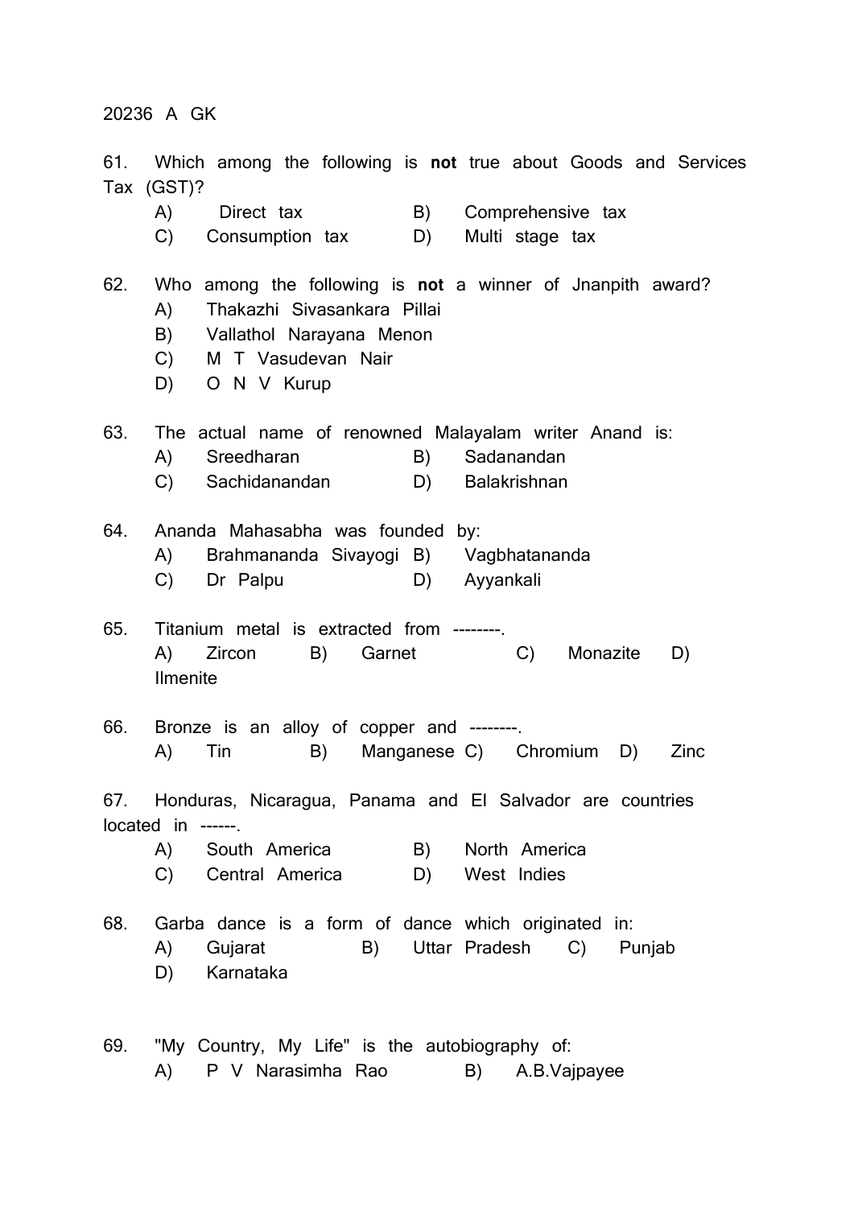20236 A GK

61. Which among the following is **not** true about Goods and Services Tax (GST)?

A) Direct tax    B) Comprehensive tax
C) Consumption tax    D) Multi stage tax

62. Who among the following is **not** a winner of Jnanpith award?

A) Thakazhi Sivasankara Pillai
B) Vallathol Narayana Menon
C) M T Vasudevan Nair
D) O N V Kurup

63. The actual name of renowned Malayalam writer Anand is:

A) Sreedharan    B) Sadanandan
C) Sachidanandan    D) Balakrishnan

64. Ananda Mahasabha was founded by:

A) Brahmananda Sivayogi    B) Vagbhatananda
C) Dr Palpu    D) Ayyankali

65. Titanium metal is extracted from --------.

A) Zircon    B) Garnet    C) Monazite    D) Ilmenite

66. Bronze is an alloy of copper and --------.

A) Tin    B) Manganese    C) Chromium    D) Zinc

67. Honduras, Nicaragua, Panama and El Salvador are countries located in ------.

A) South America    B) North America
C) Central America    D) West Indies

68. Garba dance is a form of dance which originated in:

A) Gujarat    B) Uttar Pradesh    C) Punjab
D) Karnataka

69. "My Country, My Life" is the autobiography of:

A) P V Narasimha Rao    B) A.B.Vajpayee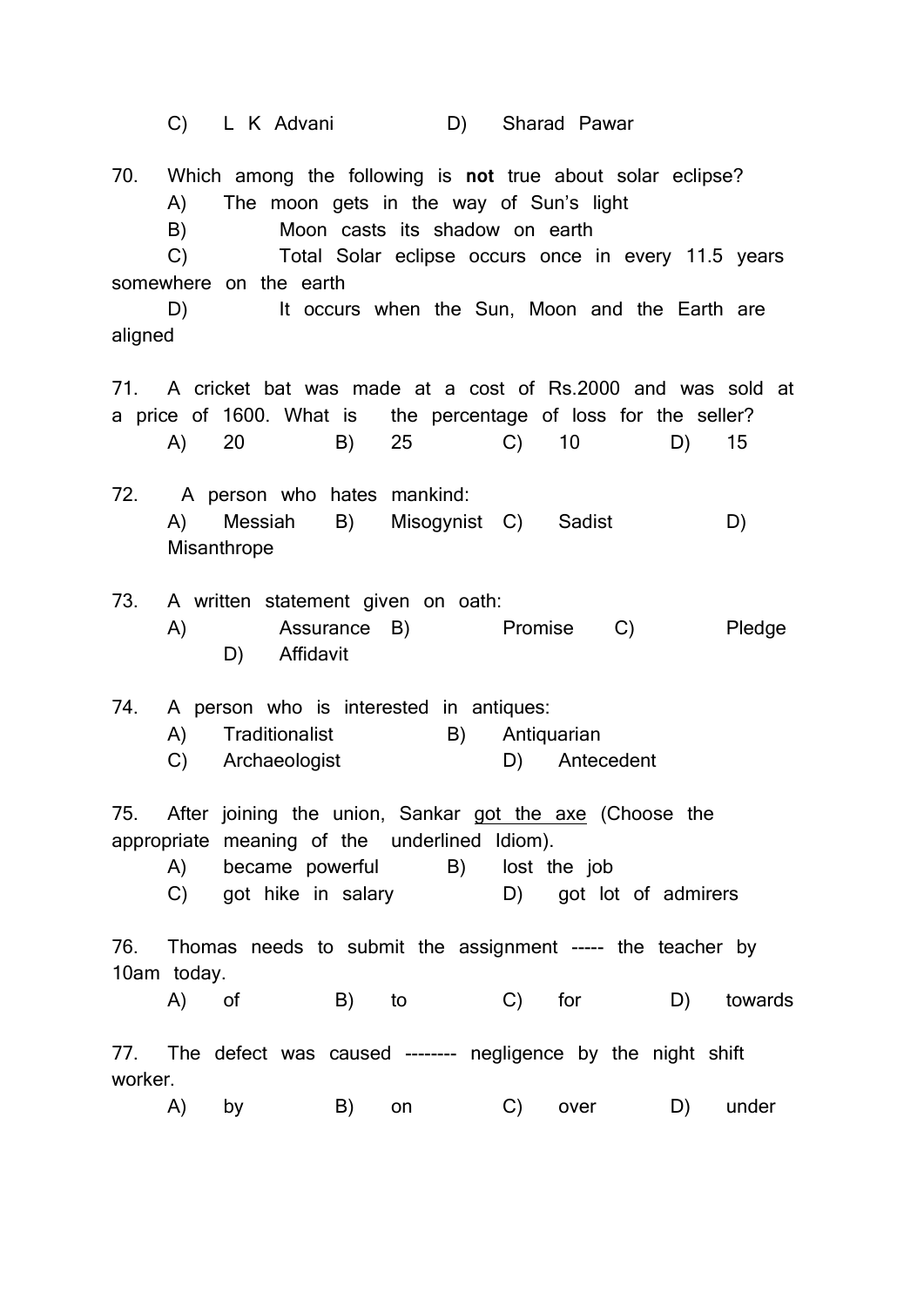C) L K Advani D) Sharad Pawar

70. Which among the following is **not** true about solar eclipse?

A) The moon gets in the way of Sun's light

B) Moon casts its shadow on earth

C) Total Solar eclipse occurs once in every 11.5 years somewhere on the earth

D) It occurs when the Sun, Moon and the Earth are aligned

71. A cricket bat was made at a cost of Rs.2000 and was sold at a price of 1600. What is the percentage of loss for the seller?

A) 20 B) 25 C) 10 D) 15

72. A person who hates mankind:

A) Messiah B) Misogynist C) Sadist D) Misanthrope

73. A written statement given on oath:

A) Assurance B) Promise C) Pledge D) Affidavit

74. A person who is interested in antiques:

A) Traditionalist B) Antiquarian

C) Archaeologist D) Antecedent

75. After joining the union, Sankar <u>got the axe</u> (Choose the appropriate meaning of the underlined Idiom).

A) became powerful B) lost the job

C) got hike in salary D) got lot of admirers

76. Thomas needs to submit the assignment ----- the teacher by 10am today.

A) of B) to C) for D) towards

77. The defect was caused -------- negligence by the night shift worker.

A) by B) on C) over D) under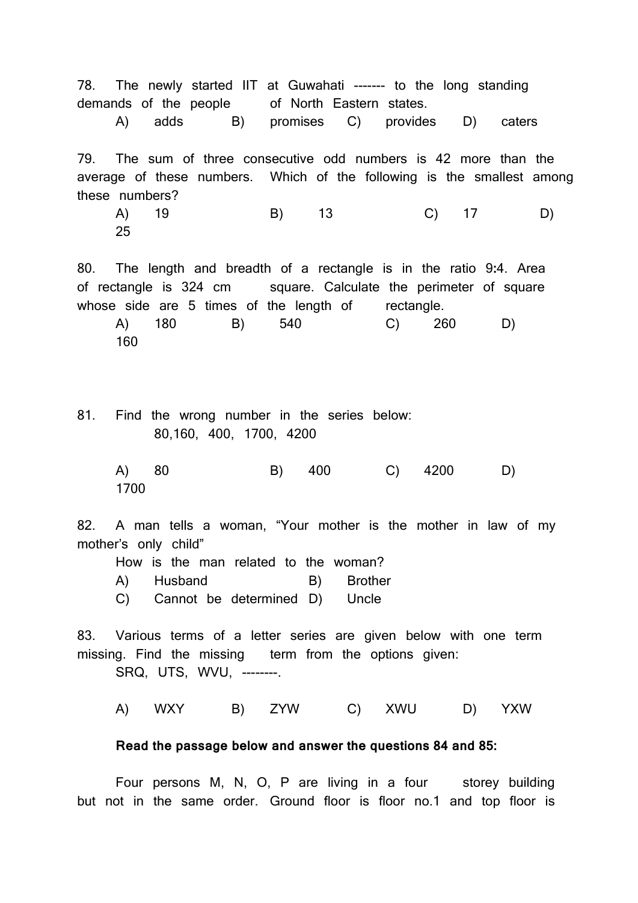78. The newly started IIT at Guwahati ------- to the long standing demands of the people of North Eastern states.

A) adds B) promises C) provides D) caters

79. The sum of three consecutive odd numbers is 42 more than the average of these numbers. Which of the following is the smallest among these numbers?

A) 19 B) 13 C) 17 D) 25

80. The length and breadth of a rectangle is in the ratio 9:4. Area of rectangle is 324 cm square. Calculate the perimeter of square whose side are 5 times of the length of rectangle.

A) 180 B) 540 C) 260 D) 160

81. Find the wrong number in the series below:

80,160, 400, 1700, 4200

A) 80 B) 400 C) 4200 D) 1700

82. A man tells a woman, "Your mother is the mother in law of my mother's only child"

How is the man related to the woman?

A) Husband B) Brother

C) Cannot be determined D) Uncle

83. Various terms of a letter series are given below with one term missing. Find the missing term from the options given:

SRQ, UTS, WVU, --------.

A) WXY B) ZYW C) XWU D) YXW

**Read the passage below and answer the questions 84 and 85:**

Four persons M, N, O, P are living in a four storey building but not in the same order. Ground floor is floor no.1 and top floor is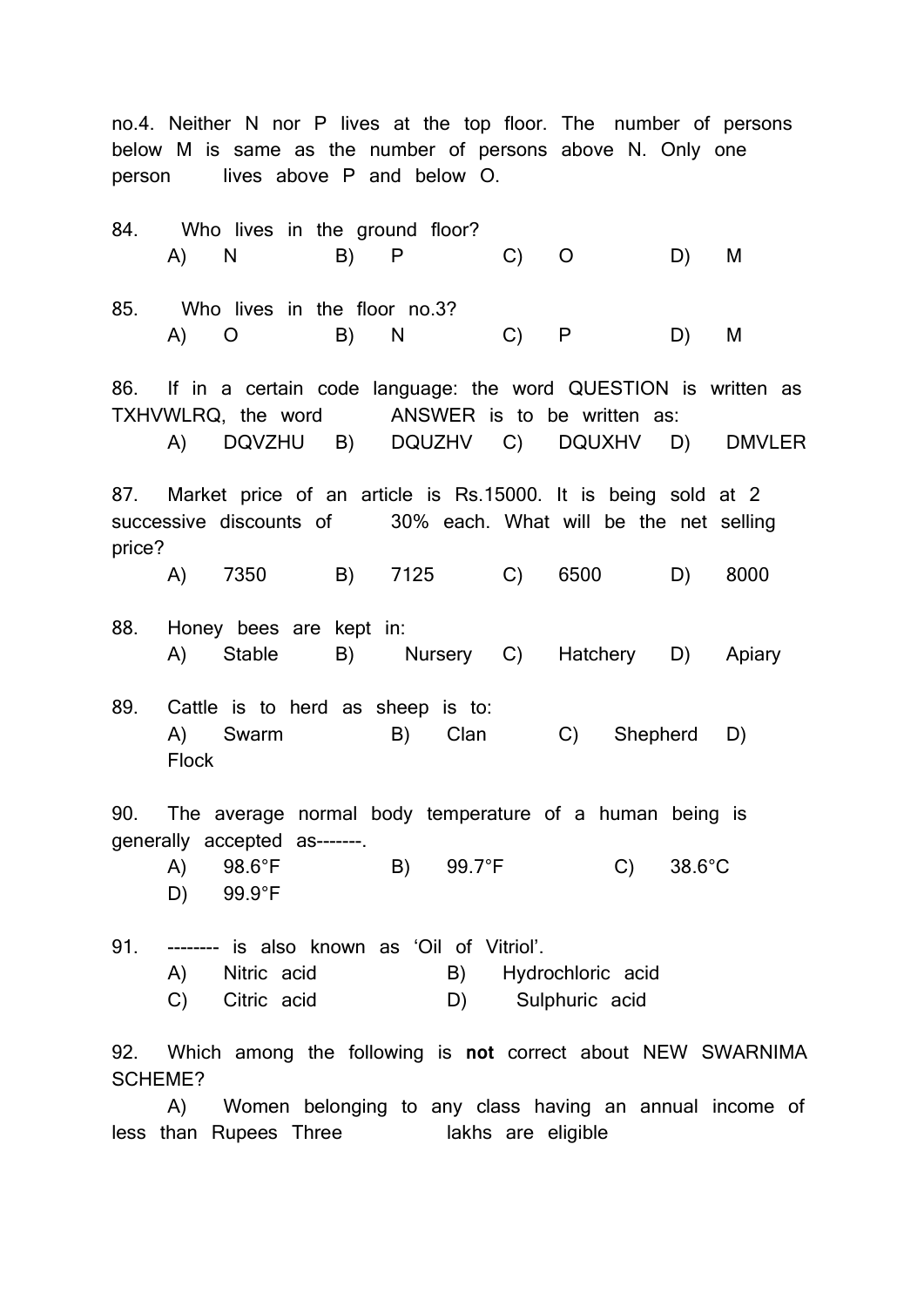no.4. Neither N nor P lives at the top floor. The number of persons below M is same as the number of persons above N. Only one person lives above P and below O.

84. Who lives in the ground floor?

A) N B) P C) O D) M

85. Who lives in the floor no.3?

A) O B) N C) P D) M

86. If in a certain code language: the word QUESTION is written as TXHVWLRQ, the word ANSWER is to be written as:

A) DQVZHU B) DQUZHV C) DQUXHV D) DMVLER

87. Market price of an article is Rs.15000. It is being sold at 2 successive discounts of 30% each. What will be the net selling price?

A) 7350 B) 7125 C) 6500 D) 8000

88. Honey bees are kept in:

A) Stable B) Nursery C) Hatchery D) Apiary

89. Cattle is to herd as sheep is to:

A) Swarm B) Clan C) Shepherd D) Flock

90. The average normal body temperature of a human being is generally accepted as-------.

A) 98.6°F B) 99.7°F C) 38.6°C D) 99.9°F

91. -------- is also known as 'Oil of Vitriol'.

A) Nitric acid B) Hydrochloric acid
C) Citric acid D) Sulphuric acid

92. Which among the following is **not** correct about NEW SWARNIMA SCHEME?

A) Women belonging to any class having an annual income of less than Rupees Three lakhs are eligible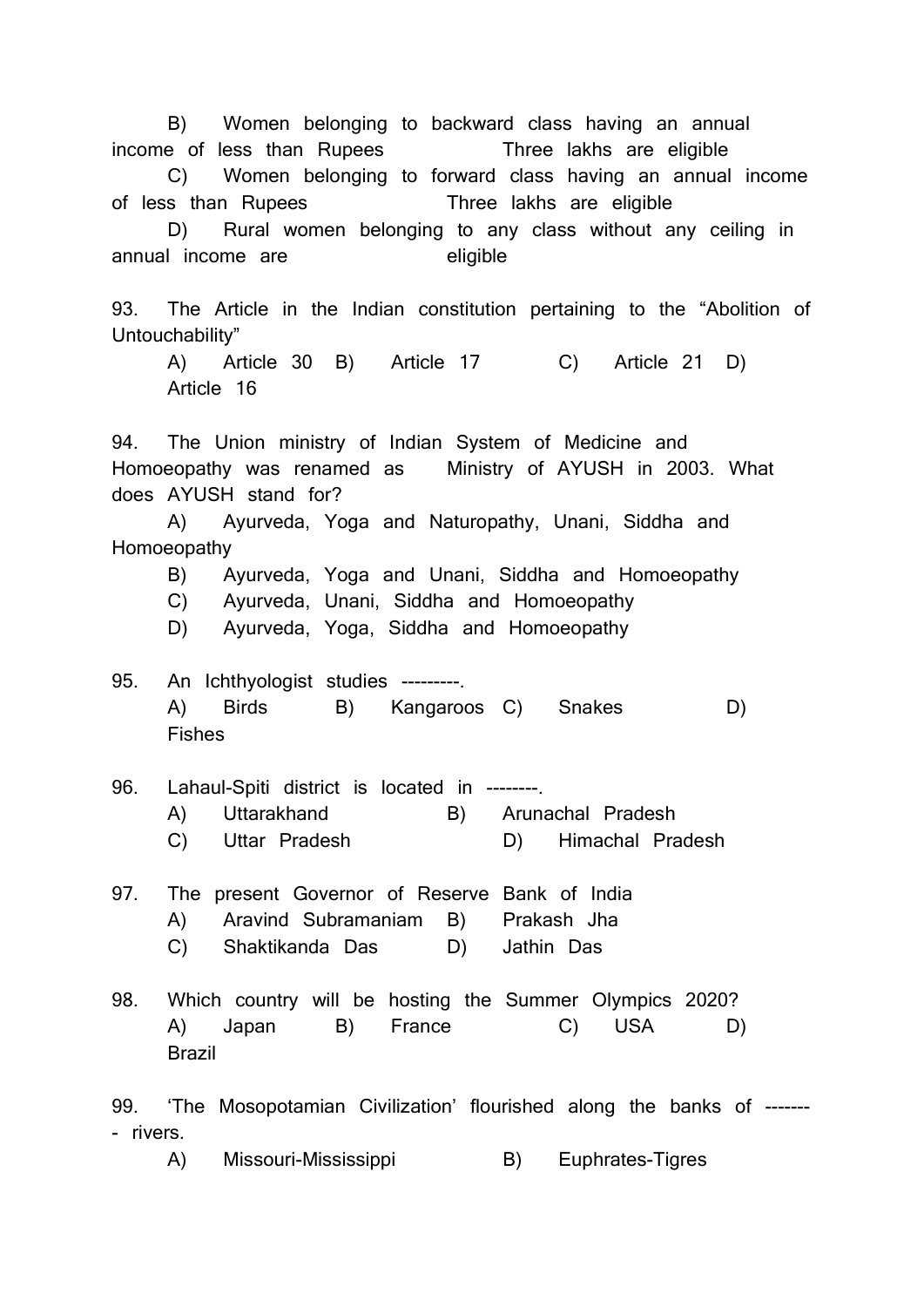B) Women belonging to backward class having an annual income of less than Rupees Three lakhs are eligible

C) Women belonging to forward class having an annual income of less than Rupees Three lakhs are eligible

D) Rural women belonging to any class without any ceiling in annual income are eligible

93. The Article in the Indian constitution pertaining to the "Abolition of Untouchability"

A) Article 30 B) Article 17 C) Article 21 D) Article 16

94. The Union ministry of Indian System of Medicine and Homoeopathy was renamed as Ministry of AYUSH in 2003. What does AYUSH stand for?

A) Ayurveda, Yoga and Naturopathy, Unani, Siddha and Homoeopathy

B) Ayurveda, Yoga and Unani, Siddha and Homoeopathy

C) Ayurveda, Unani, Siddha and Homoeopathy

D) Ayurveda, Yoga, Siddha and Homoeopathy

95. An Ichthyologist studies ---------.

A) Birds B) Kangaroos C) Snakes D) Fishes

96. Lahaul-Spiti district is located in --------.

A) Uttarakhand B) Arunachal Pradesh

C) Uttar Pradesh D) Himachal Pradesh

97. The present Governor of Reserve Bank of India

A) Aravind Subramaniam B) Prakash Jha

C) Shaktikanda Das D) Jathin Das

98. Which country will be hosting the Summer Olympics 2020?

A) Japan B) France C) USA D) Brazil

99. 'The Mosopotamian Civilization' flourished along the banks of -------- rivers.

A) Missouri-Mississippi B) Euphrates-Tigres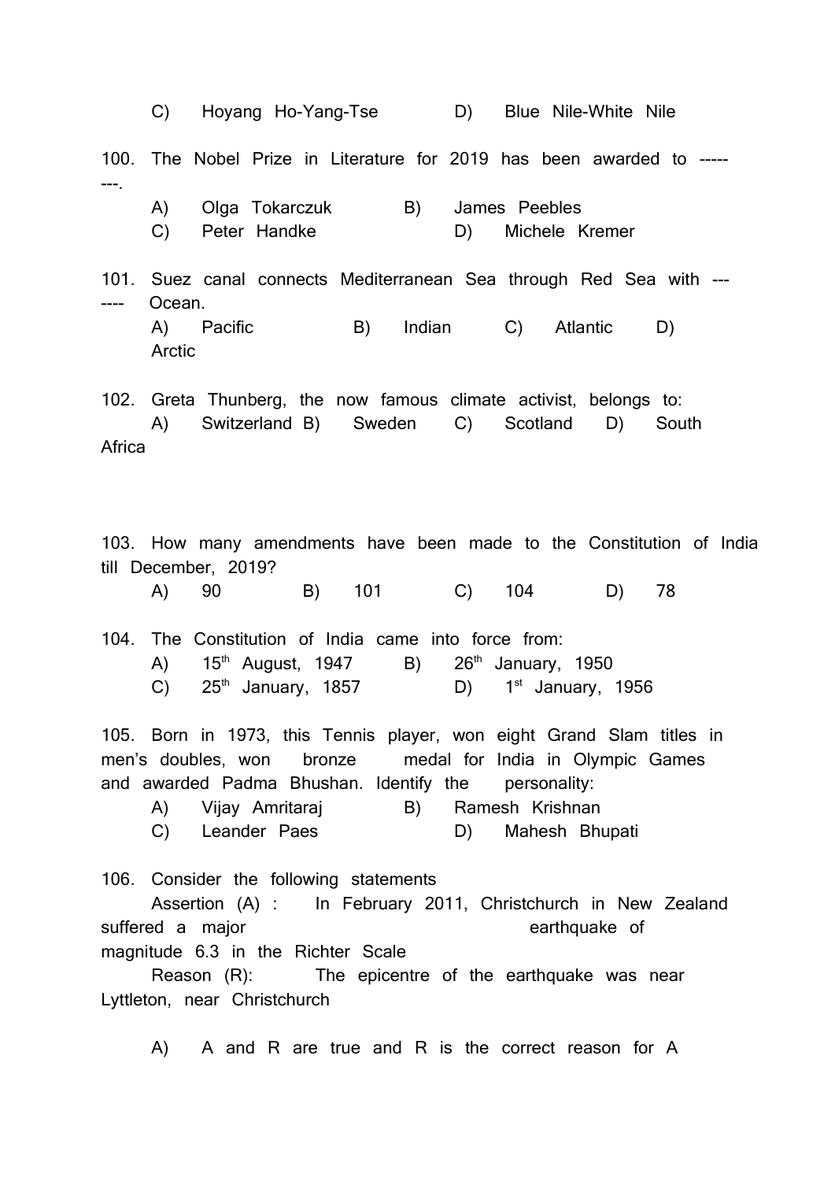C) Hoyang Ho-Yang-Tse D) Blue Nile-White Nile

100. The Nobel Prize in Literature for 2019 has been awarded to --------.

A) Olga Tokarczuk B) James Peebles
C) Peter Handke D) Michele Kremer

101. Suez canal connects Mediterranean Sea through Red Sea with ------- Ocean.

A) Pacific B) Indian C) Atlantic D) Arctic

102. Greta Thunberg, the now famous climate activist, belongs to:

A) Switzerland B) Sweden C) Scotland D) South Africa

103. How many amendments have been made to the Constitution of India till December, 2019?

A) 90 B) 101 C) 104 D) 78

104. The Constitution of India came into force from:

A) 15th August, 1947 B) 26th January, 1950
C) 25th January, 1857 D) 1st January, 1956

105. Born in 1973, this Tennis player, won eight Grand Slam titles in men's doubles, won bronze medal for India in Olympic Games and awarded Padma Bhushan. Identify the personality:

A) Vijay Amritaraj B) Ramesh Krishnan
C) Leander Paes D) Mahesh Bhupati

106. Consider the following statements

Assertion (A) : In February 2011, Christchurch in New Zealand suffered a major earthquake of magnitude 6.3 in the Richter Scale

Reason (R): The epicentre of the earthquake was near Lyttleton, near Christchurch

A) A and R are true and R is the correct reason for A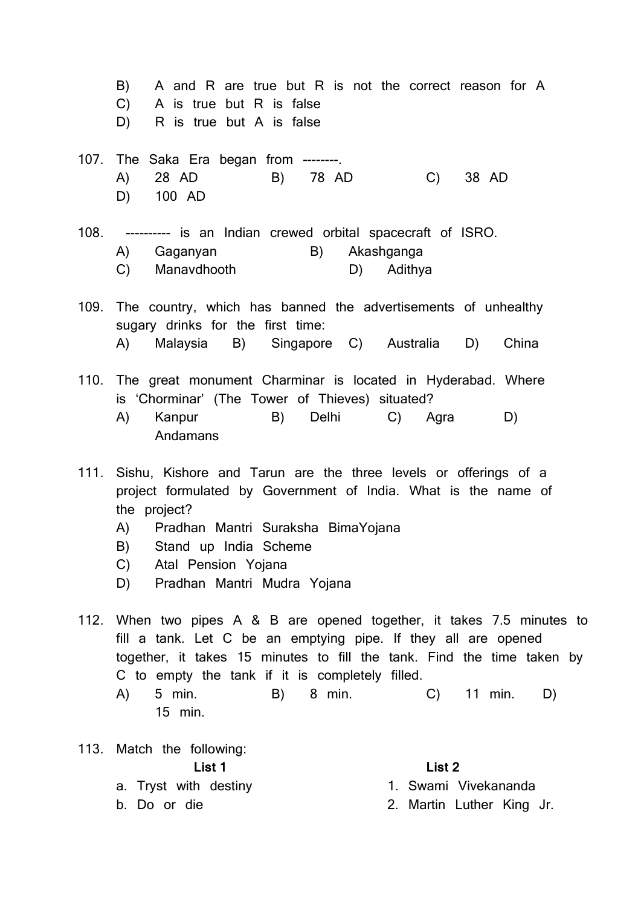B) A and R are true but R is not the correct reason for A

C) A is true but R is false

D) R is true but A is false

107. The Saka Era began from --------.

A) 28 AD B) 78 AD C) 38 AD D) 100 AD

108. ---------- is an Indian crewed orbital spacecraft of ISRO.

A) Gaganyan B) Akashganga C) Manavdhooth D) Adithya

109. The country, which has banned the advertisements of unhealthy sugary drinks for the first time:

A) Malaysia B) Singapore C) Australia D) China

110. The great monument Charminar is located in Hyderabad. Where is 'Chorminar' (The Tower of Thieves) situated?

A) Kanpur B) Delhi C) Agra D) Andamans

111. Sishu, Kishore and Tarun are the three levels or offerings of a project formulated by Government of India. What is the name of the project?

A) Pradhan Mantri Suraksha BimaYojana

B) Stand up India Scheme

C) Atal Pension Yojana

D) Pradhan Mantri Mudra Yojana

112. When two pipes A & B are opened together, it takes 7.5 minutes to fill a tank. Let C be an emptying pipe. If they all are opened together, it takes 15 minutes to fill the tank. Find the time taken by C to empty the tank if it is completely filled.

A) 5 min. B) 8 min. C) 11 min. D) 15 min.

113. Match the following:

| List 1 | List 2 |
|---|---|
| a. Tryst with destiny | 1. Swami Vivekananda |
| b. Do or die | 2. Martin Luther King Jr. |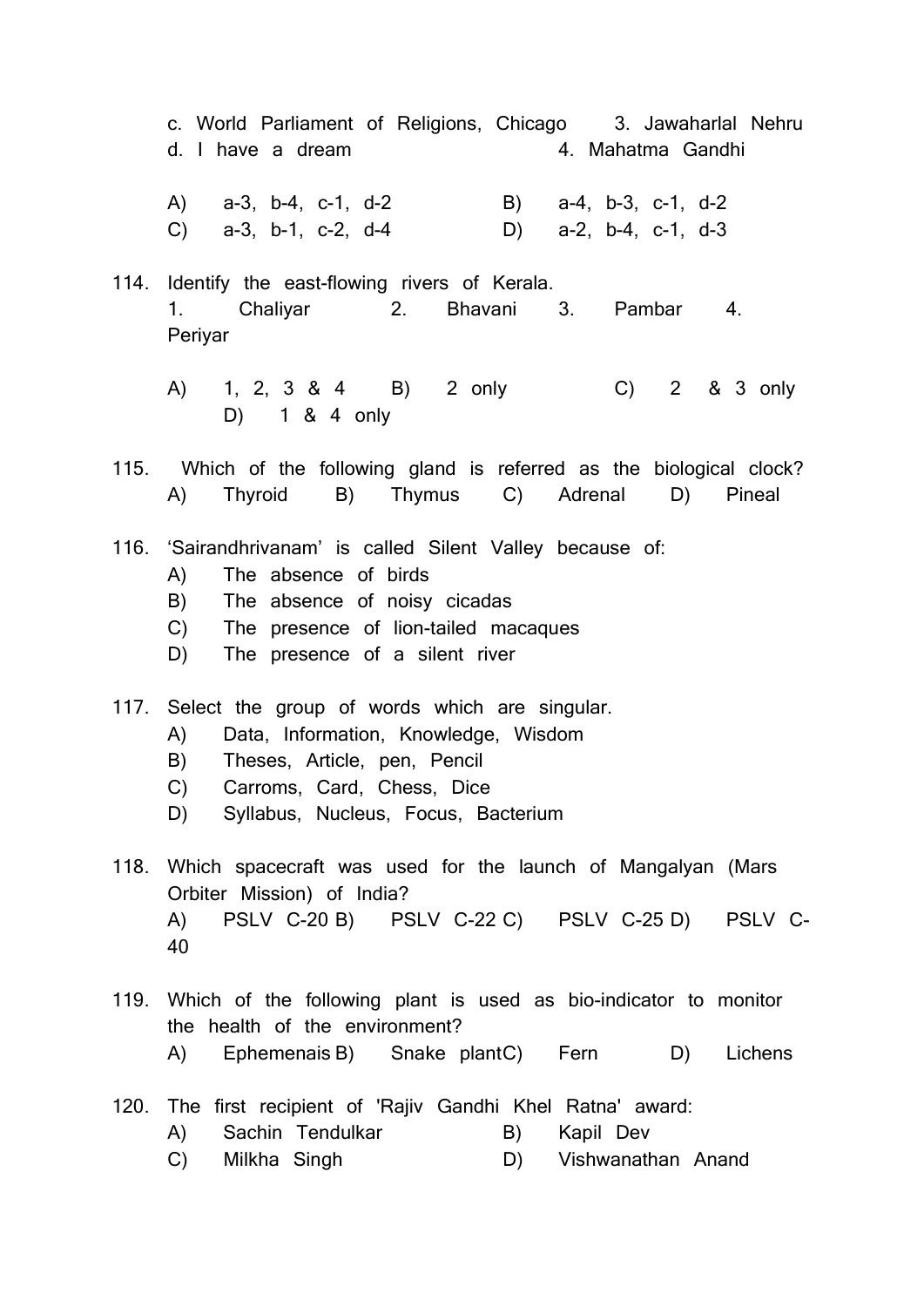c. World Parliament of Religions, Chicago    3. Jawaharlal Nehru
d. I have a dream    4. Mahatma Gandhi

A) a-3, b-4, c-1, d-2    B) a-4, b-3, c-1, d-2
C) a-3, b-1, c-2, d-4    D) a-2, b-4, c-1, d-3

114. Identify the east-flowing rivers of Kerala.
1. Chaliyar    2. Bhavani    3. Pambar    4. Periyar

A) 1, 2, 3 & 4    B) 2 only    C) 2 & 3 only    D) 1 & 4 only

115. Which of the following gland is referred as the biological clock?
A) Thyroid    B) Thymus    C) Adrenal    D) Pineal

116. 'Sairandhrivanam' is called Silent Valley because of:
A) The absence of birds
B) The absence of noisy cicadas
C) The presence of lion-tailed macaques
D) The presence of a silent river

117. Select the group of words which are singular.
A) Data, Information, Knowledge, Wisdom
B) Theses, Article, pen, Pencil
C) Carroms, Card, Chess, Dice
D) Syllabus, Nucleus, Focus, Bacterium

118. Which spacecraft was used for the launch of Mangalyan (Mars Orbiter Mission) of India?
A) PSLV C-20 B) PSLV C-22 C) PSLV C-25 D) PSLV C-40

119. Which of the following plant is used as bio-indicator to monitor the health of the environment?
A) Ephemenais B) Snake plantC) Fern    D) Lichens

120. The first recipient of 'Rajiv Gandhi Khel Ratna' award:
A) Sachin Tendulkar    B) Kapil Dev
C) Milkha Singh    D) Vishwanathan Anand